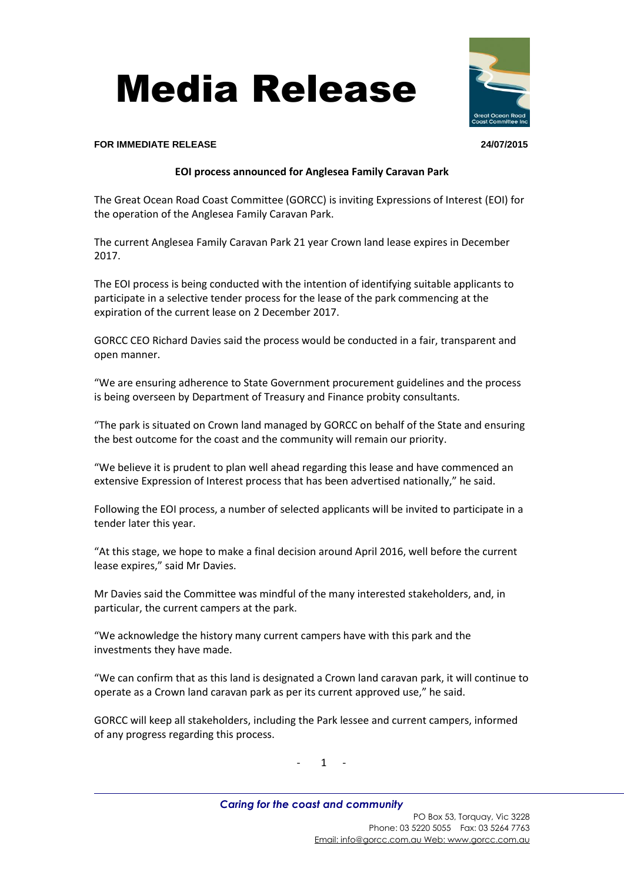# Media Release

**FOR IMMEDIATE RELEASE** **24/07/2015**

**EOI process announced for Anglesea Family Caravan Park**

The Great Ocean Road Coast Committee (GORCC) is inviting Expressions of Interest (EOI) for the operation of the Anglesea Family Caravan Park.

The current Anglesea Family Caravan Park 21 year Crown land lease expires in December 2017.

The EOI process is being conducted with the intention of identifying suitable applicants to participate in a selective tender process for the lease of the park commencing at the expiration of the current lease on 2 December 2017.

GORCC CEO Richard Davies said the process would be conducted in a fair, transparent and open manner.

"We are ensuring adherence to State Government procurement guidelines and the process is being overseen by Department of Treasury and Finance probity consultants.

"The park is situated on Crown land managed by GORCC on behalf of the State and ensuring the best outcome for the coast and the community will remain our priority.

"We believe it is prudent to plan well ahead regarding this lease and have commenced an extensive Expression of Interest process that has been advertised nationally," he said.

Following the EOI process, a number of selected applicants will be invited to participate in a tender later this year.

"At this stage, we hope to make a final decision around April 2016, well before the current lease expires," said Mr Davies.

Mr Davies said the Committee was mindful of the many interested stakeholders, and, in particular, the current campers at the park.

"We acknowledge the history many current campers have with this park and the investments they have made.

"We can confirm that as this land is designated a Crown land caravan park, it will continue to operate as a Crown land caravan park as per its current approved use," he said.

GORCC will keep all stakeholders, including the Park lessee and current campers, informed of any progress regarding this process.

*Caring for the coast and community*

PO Box 53, Torquay, Vic 3228
Phone: 03 5220 5055 Fax: 03 5264 7763
Email: info@gorcc.com.au Web: www.gorcc.com.au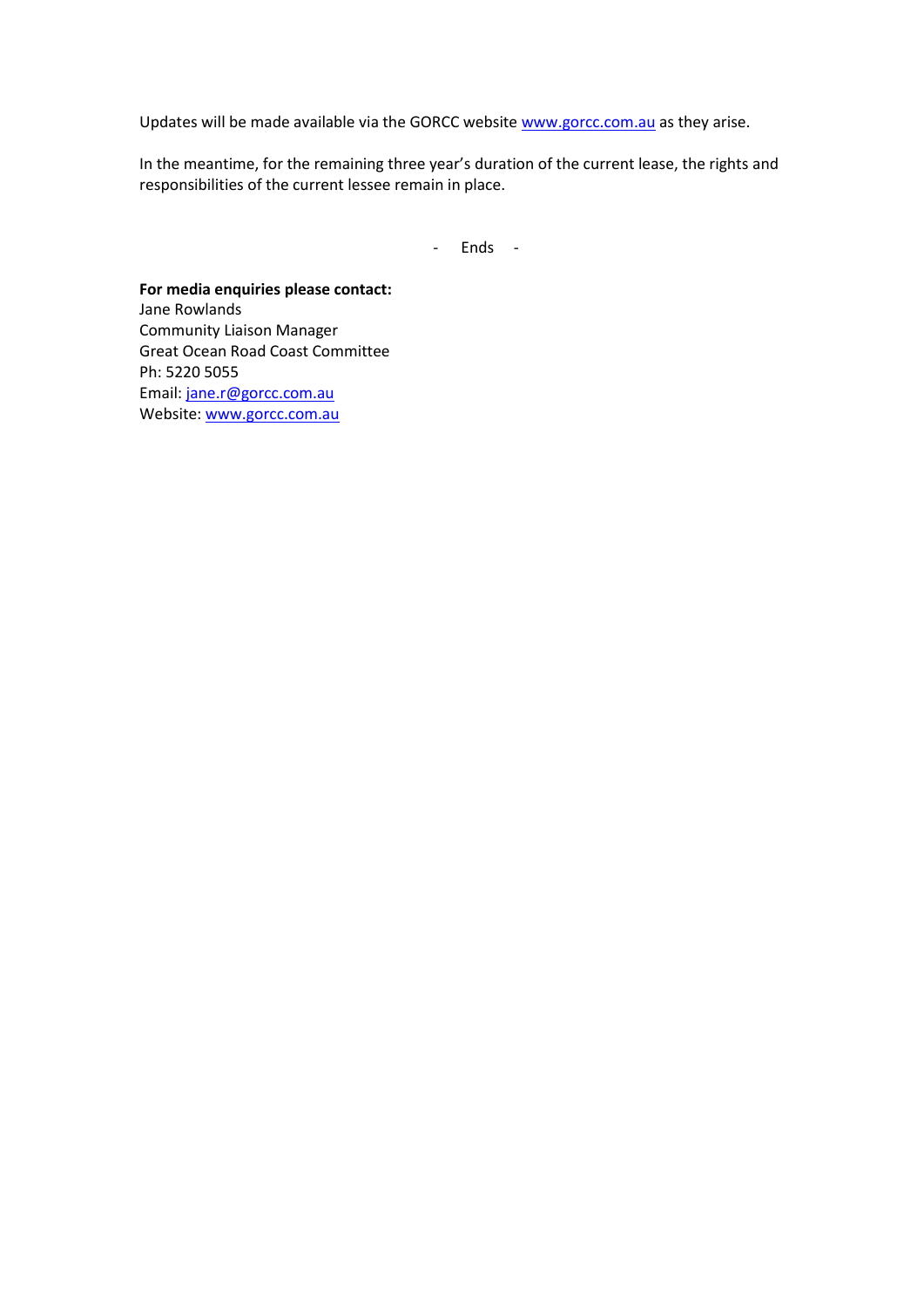Updates will be made available via the GORCC website www.gorcc.com.au as they arise.

In the meantime, for the remaining three year's duration of the current lease, the rights and responsibilities of the current lessee remain in place.

- Ends -

**For media enquiries please contact:**
Jane Rowlands
Community Liaison Manager
Great Ocean Road Coast Committee
Ph: 5220 5055
Email: jane.r@gorcc.com.au
Website: www.gorcc.com.au